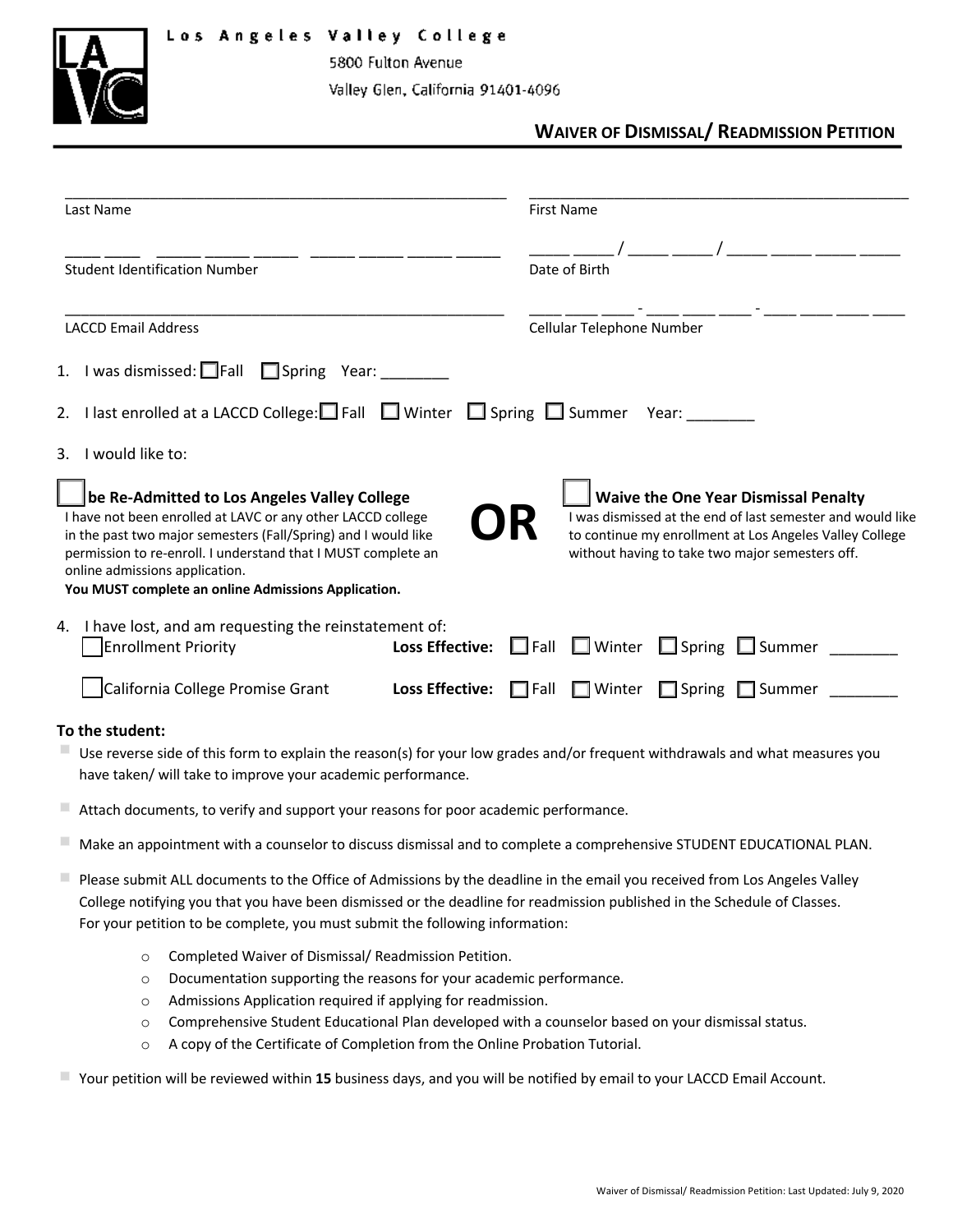Los Angeles Valley College

5800 Fulton Avenue

Valley Glen, California 91401-4096

## WAIVER OF DISMISSAL/ READMISSION PETITION

| | |
|---|---|
| _______________________________ | _______________________________ |
| Last Name | First Name |
| ____ ____ _____ _____ _____ _____ _____ _____ _____ | _____ _____ / _____ _____ / _____ _____ _____ _____ |
| Student Identification Number | Date of Birth |
| _______________________________ | ____ ____ ____ - ____ ____ ____ - ____ ____ ____ ____ |
| LACCD Email Address | Cellular Telephone Number |

1. I was dismissed: ☐ Fall ☐ Spring Year: ________

2. I last enrolled at a LACCD College: ☐ Fall ☐ Winter ☐ Spring ☐ Summer Year: ________

3. I would like to:

☐ **be Re-Admitted to Los Angeles Valley College**
I have not been enrolled at LAVC or any other LACCD college in the past two major semesters (Fall/Spring) and I would like permission to re-enroll. I understand that I MUST complete an online admissions application.
**You MUST complete an online Admissions Application.**

**OR**

☐ **Waive the One Year Dismissal Penalty**
I was dismissed at the end of last semester and would like to continue my enrollment at Los Angeles Valley College without having to take two major semesters off.

4. I have lost, and am requesting the reinstatement of:

☐ Enrollment Priority **Loss Effective:** ☐ Fall ☐ Winter ☐ Spring ☐ Summer ________

☐ California College Promise Grant **Loss Effective:** ☐ Fall ☐ Winter ☐ Spring ☐ Summer ________

**To the student:**

- Use reverse side of this form to explain the reason(s) for your low grades and/or frequent withdrawals and what measures you have taken/ will take to improve your academic performance.
- Attach documents, to verify and support your reasons for poor academic performance.
- Make an appointment with a counselor to discuss dismissal and to complete a comprehensive STUDENT EDUCATIONAL PLAN.
- Please submit ALL documents to the Office of Admissions by the deadline in the email you received from Los Angeles Valley College notifying you that you have been dismissed or the deadline for readmission published in the Schedule of Classes. For your petition to be complete, you must submit the following information:
  - Completed Waiver of Dismissal/ Readmission Petition.
  - Documentation supporting the reasons for your academic performance.
  - Admissions Application required if applying for readmission.
  - Comprehensive Student Educational Plan developed with a counselor based on your dismissal status.
  - A copy of the Certificate of Completion from the Online Probation Tutorial.
- Your petition will be reviewed within **15** business days, and you will be notified by email to your LACCD Email Account.

Waiver of Dismissal/ Readmission Petition: Last Updated: July 9, 2020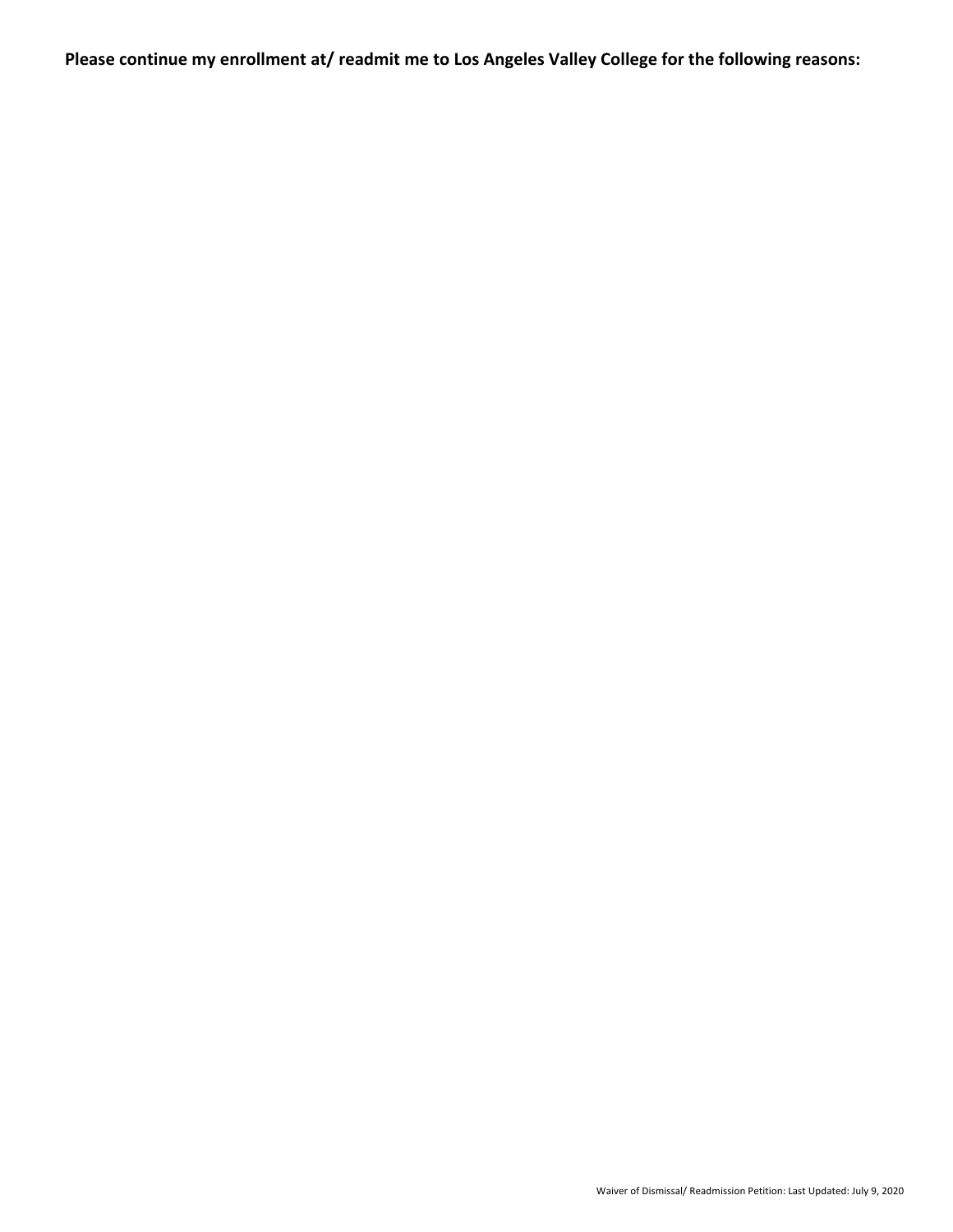**Please continue my enrollment at/ readmit me to Los Angeles Valley College for the following reasons:**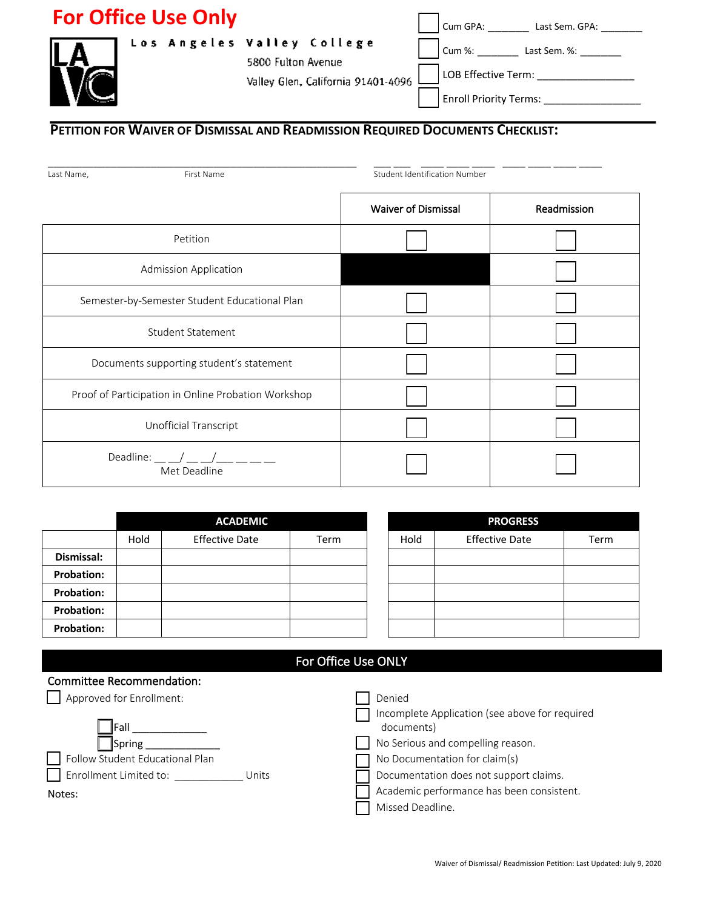# For Office Use Only

**Los Angeles Valley College**
5800 Fulton Avenue
Valley Glen, California 91401-4096

☐ Cum GPA: _______ Last Sem. GPA: _______
☐ Cum %: _______ Last Sem. %: _______
☐ LOB Effective Term: _______________
☐ Enroll Priority Terms: _______________

## PETITION FOR WAIVER OF DISMISSAL AND READMISSION REQUIRED DOCUMENTS CHECKLIST:

________________________________________ ___ ___ ___ ___ ___ ___ ___ ___ ___
Last Name, First Name — Student Identification Number

| | Waiver of Dismissal | Readmission |
|---|---|---|
| Petition | ☐ | ☐ |
| Admission Application | | ☐ |
| Semester-by-Semester Student Educational Plan | ☐ | ☐ |
| Student Statement | ☐ | ☐ |
| Documents supporting student's statement | ☐ | ☐ |
| Proof of Participation in Online Probation Workshop | ☐ | ☐ |
| Unofficial Transcript | ☐ | ☐ |
| Deadline: __ __/__ __/__ __ __ __ Met Deadline | ☐ | ☐ |

| | ACADEMIC | | | PROGRESS | | |
|---|---|---|---|---|---|---|
| | Hold | Effective Date | Term | Hold | Effective Date | Term |
| **Dismissal:** | | | | | | |
| **Probation:** | | | | | | |
| **Probation:** | | | | | | |
| **Probation:** | | | | | | |
| **Probation:** | | | | | | |

## For Office Use ONLY

**Committee Recommendation:**

☐ Approved for Enrollment:

☐ Fall _____________
☐ Spring _____________

☐ Follow Student Educational Plan
☐ Enrollment Limited to: ___________ Units

Notes:

☐ Denied
☐ Incomplete Application (see above for required documents)
☐ No Serious and compelling reason.
☐ No Documentation for claim(s)
☐ Documentation does not support claims.
☐ Academic performance has been consistent.
☐ Missed Deadline.

Waiver of Dismissal/ Readmission Petition: Last Updated: July 9, 2020